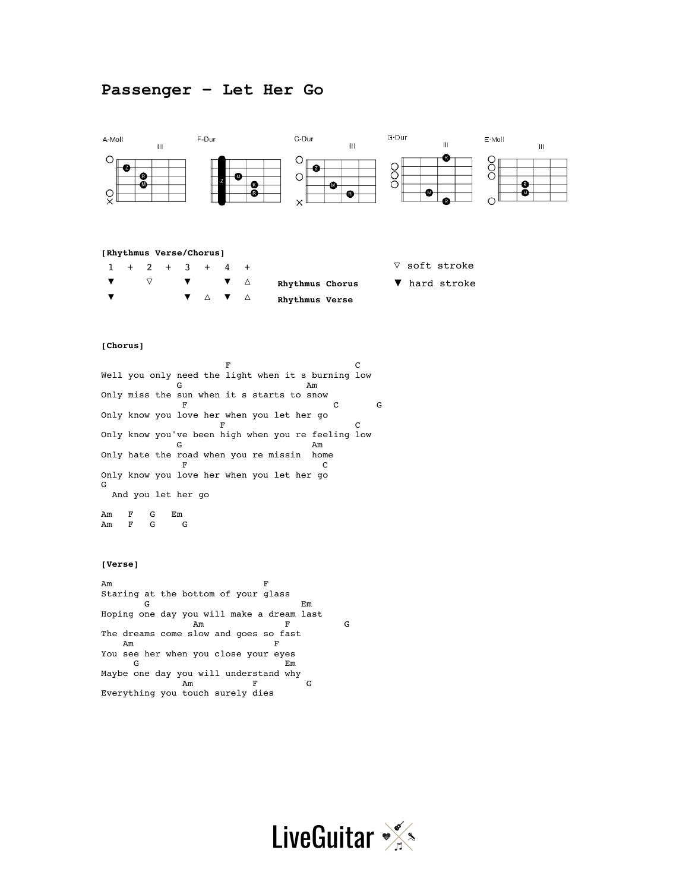# Passenger – Let Her Go

A-Moll F-Dur C-Dur G-Dur E-Moll

**[Rhythmus Verse/Chorus]**

```
1   +   2   +   3   +   4   +
▼       ▽       ▼       ▼   △     Rhythmus Chorus
▼               ▼   △   ▼   △     Rhythmus Verse
```

▽ soft stroke
▼ hard stroke

**[Chorus]**

```
                       F                        C
Well you only need the light when it s burning low
              G                        Am
Only miss the sun when it s starts to snow
               F                           C       G
Only know you love her when you let her go
                      F                         C
Only know you've been high when you re feeling low
              G                        Am
Only hate the road when you re missin  home
               F                         C
Only know you love her when you let her go
G
  And you let her go

Am   F   G   Em
Am   F   G     G
```

**[Verse]**

```
Am                             F
Staring at the bottom of your glass
        G                             Em
Hoping one day you will make a dream last
                 Am               F          G
The dreams come slow and goes so fast
    Am                           F
You see her when you close your eyes
      G                            Em
Maybe one day you will understand why
               Am          F         G
Everything you touch surely dies
```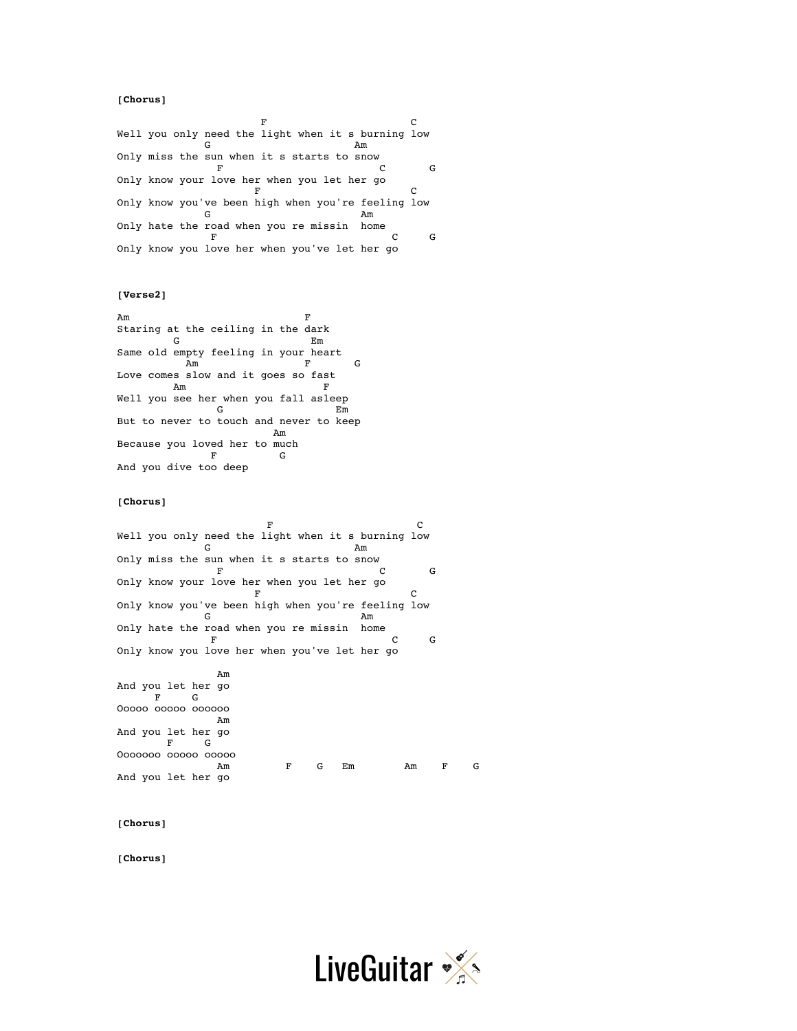**[Chorus]**

```
                      F                       C
Well you only need the light when it s burning low
          G                         Am
Only miss the sun when it s starts to snow
            F                         C       G
Only know your love her when you let her go
                     F                        C
Only know you've been high when you're feeling low
          G                          Am
Only hate the road when you re missin  home
           F                             C     G
Only know you love her when you've let her go
```

**[Verse2]**

```
Am                            F
Staring at the ceiling in the dark
         G                    Em
Same old empty feeling in your heart
           Am                F       G
Love comes slow and it goes so fast
         Am                     F
Well you see her when you fall asleep
              G                    Em
But to never to touch and never to keep
                           Am
Because you loved her to much
               F          G
And you dive too deep
```

**[Chorus]**

```
                       F                       C
Well you only need the light when it s burning low
          G                         Am
Only miss the sun when it s starts to snow
            F                         C       G
Only know your love her when you let her go
                     F                        C
Only know you've been high when you're feeling low
          G                          Am
Only hate the road when you re missin  home
           F                             C     G
Only know you love her when you've let her go

                Am
And you let her go
      F     G
Ooooo ooooo oooooo
                Am
And you let her go
        F     G
Ooooooo ooooo ooooo
                Am         F    G   Em        Am    F    G
And you let her go
```

**[Chorus]**

**[Chorus]**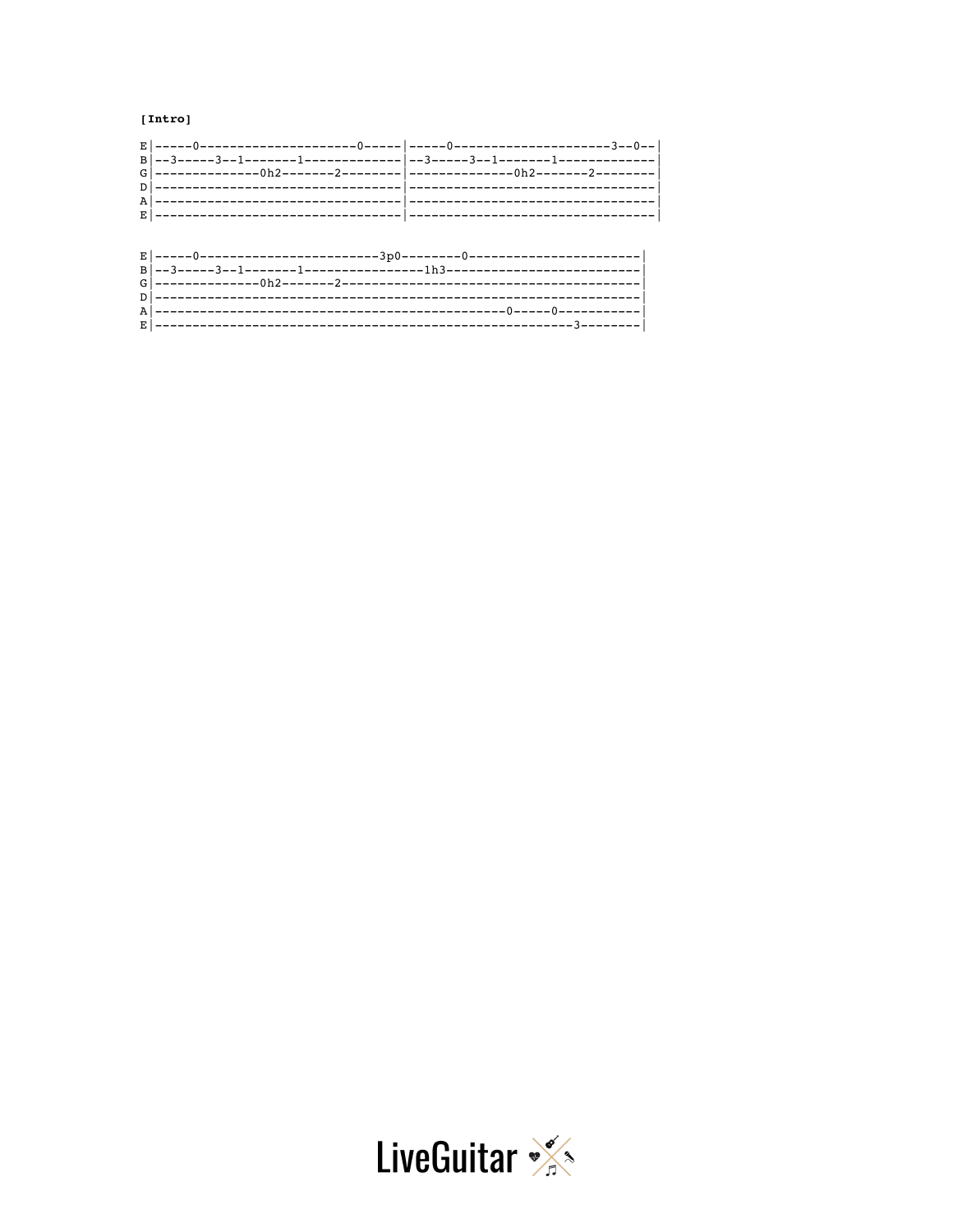**[Intro]**

```
E|-----0---------------------0-----|-----0---------------------3--0--|
B|--3-----3--1-------1-------------|--3-----3--1-------1-------------|
G|--------------0h2-------2--------|--------------0h2-------2--------|
D|---------------------------------|---------------------------------|
A|---------------------------------|---------------------------------|
E|---------------------------------|---------------------------------|

E|-----0------------------------3p0--------0-----------------------|
B|--3-----3--1-------1-----------------1h3--------------------------|
G|--------------0h2-------2-----------------------------------------|
D|------------------------------------------------------------------|
A|----------------------------------------------0-----0-----------|
E|------------------------------------------------------3--------|
```